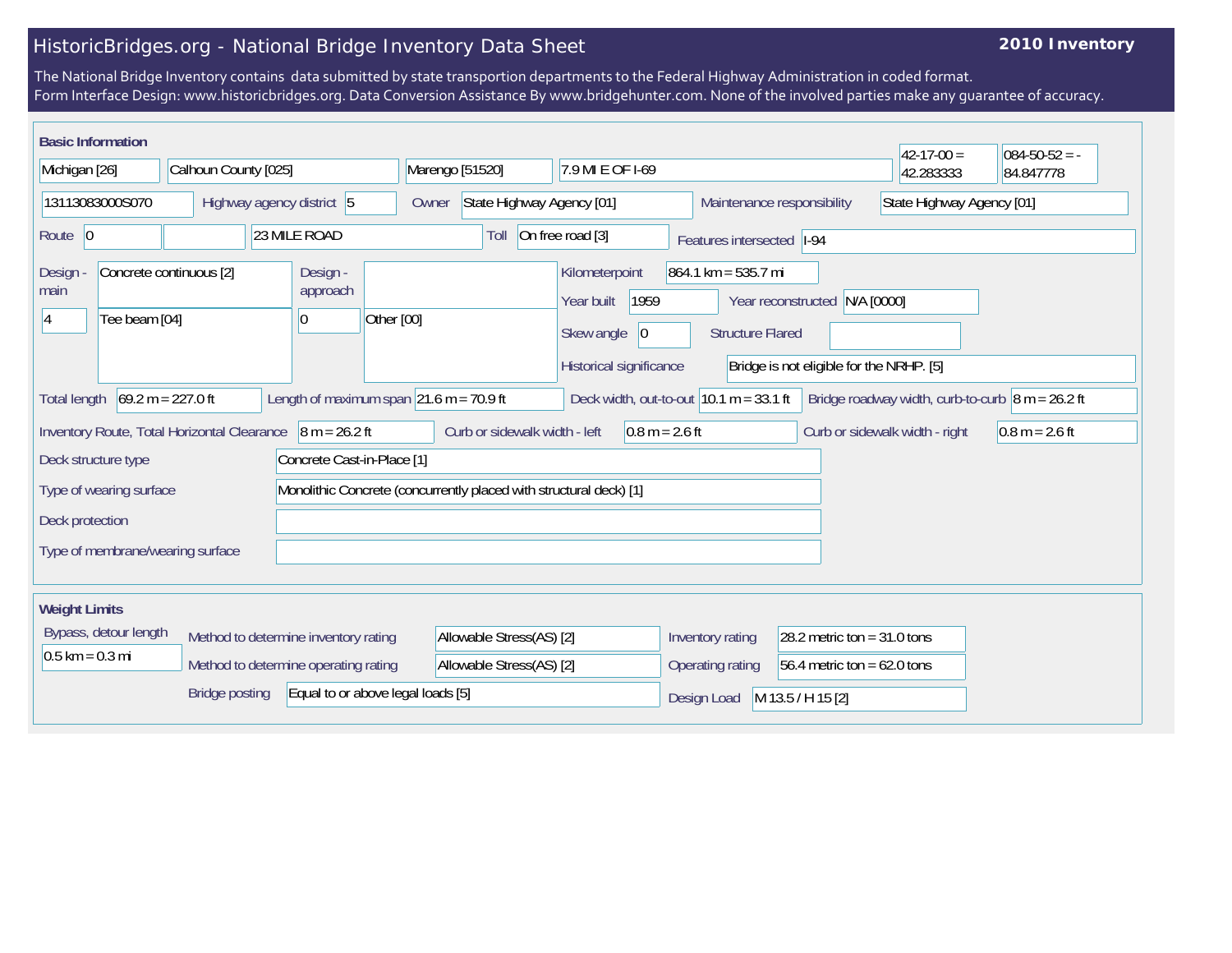# HistoricBridges.org - National Bridge Inventory Data Sheet

**2010 Inventory**

The National Bridge Inventory contains data submitted by state transportion departments to the Federal Highway Administration in coded format.
Form Interface Design: www.historicbridges.org. Data Conversion Assistance By www.bridgehunter.com. None of the involved parties make any guarantee of accuracy.

## Basic Information

| | |
|---|---|
| State | Michigan [26] |
| County | Calhoun County [025] |
| Place | Marengo [51520] |
| Location | 7.9 MI E OF I-69 |
| Latitude | 42-17-00 = 42.283333 |
| Longitude | 084-50-52 = -84.847778 |
| Structure Number | 13113083000S070 |
| Highway agency district | 5 |
| Owner | State Highway Agency [01] |
| Maintenance responsibility | State Highway Agency [01] |
| Route | 0 |
| Facility carried | 23 MILE ROAD |
| Toll | On free road [3] |
| Features intersected | I-94 |
| Design - main | Concrete continuous [2]; 4 Tee beam [04] |
| Design - approach | 0 Other [00] |
| Kilometerpoint | 864.1 km = 535.7 mi |
| Year built | 1959 |
| Year reconstructed | N/A [0000] |
| Skew angle | 0 |
| Structure Flared | |
| Historical significance | Bridge is not eligible for the NRHP. [5] |
| Total length | 69.2 m = 227.0 ft |
| Length of maximum span | 21.6 m = 70.9 ft |
| Deck width, out-to-out | 10.1 m = 33.1 ft |
| Bridge roadway width, curb-to-curb | 8 m = 26.2 ft |
| Inventory Route, Total Horizontal Clearance | 8 m = 26.2 ft |
| Curb or sidewalk width - left | 0.8 m = 2.6 ft |
| Curb or sidewalk width - right | 0.8 m = 2.6 ft |
| Deck structure type | Concrete Cast-in-Place [1] |
| Type of wearing surface | Monolithic Concrete (concurrently placed with structural deck) [1] |
| Deck protection | |
| Type of membrane/wearing surface | |

## Weight Limits

| | |
|---|---|
| Bypass, detour length | 0.5 km = 0.3 mi |
| Method to determine inventory rating | Allowable Stress(AS) [2] |
| Method to determine operating rating | Allowable Stress(AS) [2] |
| Bridge posting | Equal to or above legal loads [5] |
| Inventory rating | 28.2 metric ton = 31.0 tons |
| Operating rating | 56.4 metric ton = 62.0 tons |
| Design Load | M 13.5 / H 15 [2] |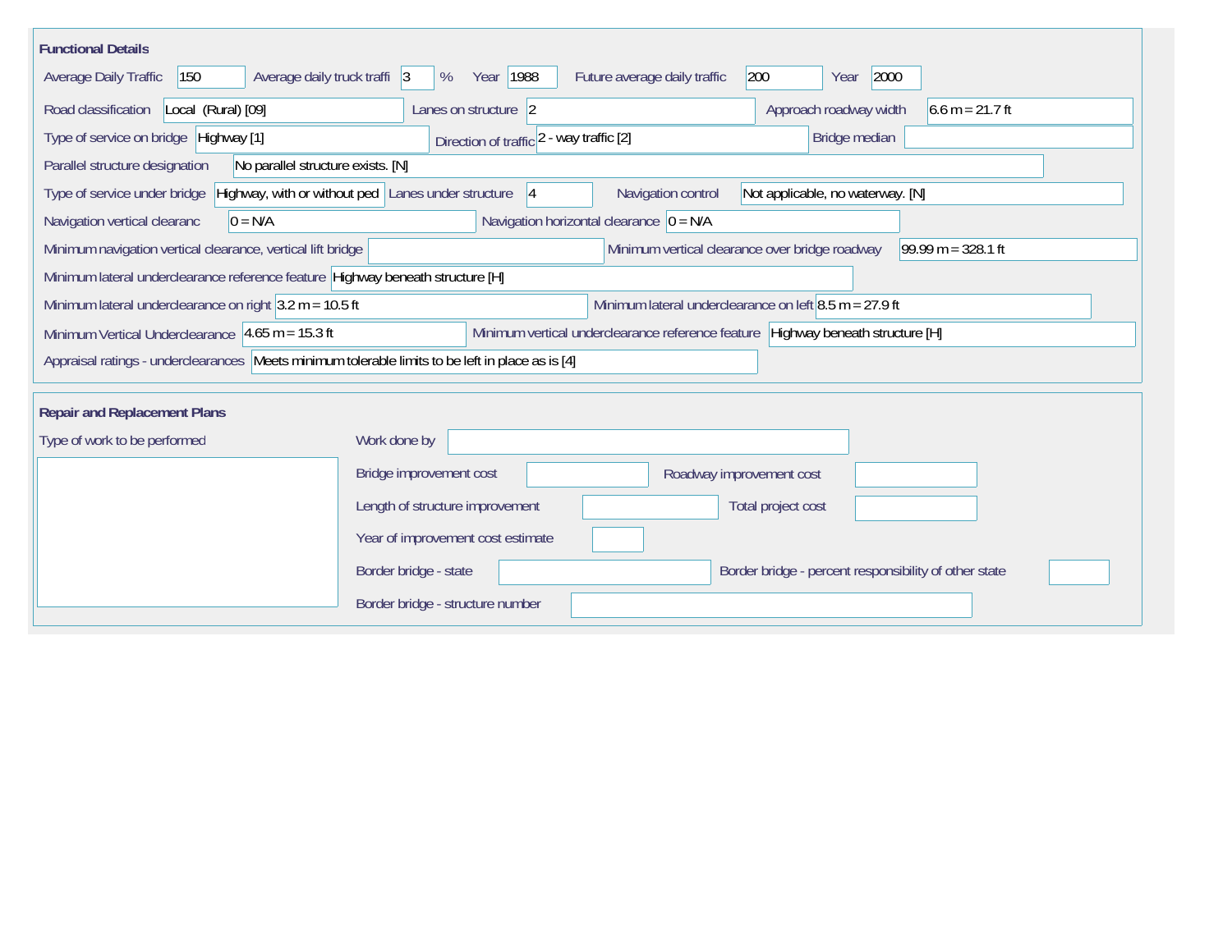## Functional Details

| Field | Value |
|---|---|
| Average Daily Traffic | 150 |
| Average daily truck traffi | 3 % |
| Year | 1988 |
| Future average daily traffic | 200 |
| Year | 2000 |
| Road classification | Local (Rural) [09] |
| Lanes on structure | 2 |
| Approach roadway width | 6.6 m = 21.7 ft |
| Type of service on bridge | Highway [1] |
| Direction of traffic | 2 - way traffic [2] |
| Bridge median | |
| Parallel structure designation | No parallel structure exists. [N] |
| Type of service under bridge | Highway, with or without ped |
| Lanes under structure | 4 |
| Navigation control | Not applicable, no waterway. [N] |
| Navigation vertical clearanc | 0 = N/A |
| Navigation horizontal clearance | 0 = N/A |
| Minimum navigation vertical clearance, vertical lift bridge | |
| Minimum vertical clearance over bridge roadway | 99.99 m = 328.1 ft |
| Minimum lateral underclearance reference feature | Highway beneath structure [H] |
| Minimum lateral underclearance on right | 3.2 m = 10.5 ft |
| Minimum lateral underclearance on left | 8.5 m = 27.9 ft |
| Minimum Vertical Underclearance | 4.65 m = 15.3 ft |
| Minimum vertical underclearance reference feature | Highway beneath structure [H] |
| Appraisal ratings - underclearances | Meets minimum tolerable limits to be left in place as is [4] |

## Repair and Replacement Plans

| Field | Value |
|---|---|
| Type of work to be performed | |
| Work done by | |
| Bridge improvement cost | |
| Roadway improvement cost | |
| Length of structure improvement | |
| Total project cost | |
| Year of improvement cost estimate | |
| Border bridge - state | |
| Border bridge - percent responsibility of other state | |
| Border bridge - structure number | |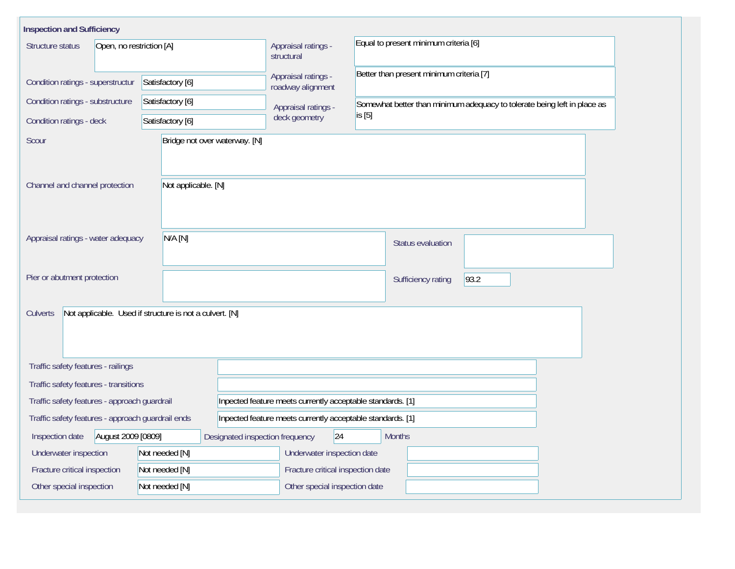## Inspection and Sufficiency

| | |
|---|---|
| Structure status | Open, no restriction [A] |
| Appraisal ratings - structural | Equal to present minimum criteria [6] |
| Condition ratings - superstructur | Satisfactory [6] |
| Appraisal ratings - roadway alignment | Better than present minimum criteria [7] |
| Condition ratings - substructure | Satisfactory [6] |
| Appraisal ratings - deck geometry | Somewhat better than minimum adequacy to tolerate being left in place as is [5] |
| Condition ratings - deck | Satisfactory [6] |
| Scour | Bridge not over waterway. [N] |
| Channel and channel protection | Not applicable. [N] |
| Appraisal ratings - water adequacy | N/A [N] |
| Status evaluation | |
| Pier or abutment protection | |
| Sufficiency rating | 93.2 |
| Culverts | Not applicable. Used if structure is not a culvert. [N] |
| Traffic safety features - railings | |
| Traffic safety features - transitions | |
| Traffic safety features - approach guardrail | Inpected feature meets currently acceptable standards. [1] |
| Traffic safety features - approach guardrail ends | Inpected feature meets currently acceptable standards. [1] |
| Inspection date | August 2009 [0809] |
| Designated inspection frequency | 24 Months |
| Underwater inspection | Not needed [N] |
| Underwater inspection date | |
| Fracture critical inspection | Not needed [N] |
| Fracture critical inspection date | |
| Other special inspection | Not needed [N] |
| Other special inspection date | |